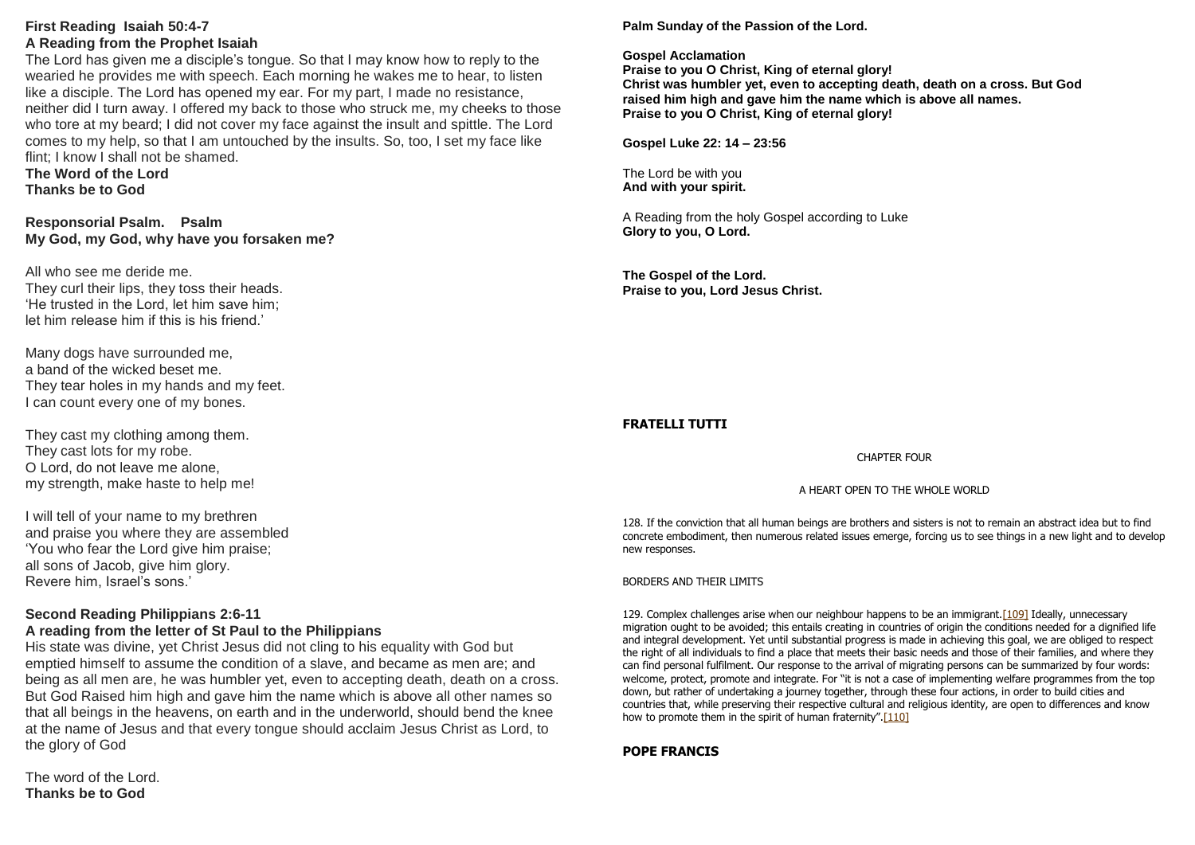**First Reading Isaiah 50:4-7**
**A Reading from the Prophet Isaiah**

The Lord has given me a disciple's tongue. So that I may know how to reply to the wearied he provides me with speech. Each morning he wakes me to hear, to listen like a disciple. The Lord has opened my ear. For my part, I made no resistance, neither did I turn away. I offered my back to those who struck me, my cheeks to those who tore at my beard; I did not cover my face against the insult and spittle. The Lord comes to my help, so that I am untouched by the insults. So, too, I set my face like flint; I know I shall not be shamed.

**The Word of the Lord**
**Thanks be to God**

**Responsorial Psalm. Psalm**
**My God, my God, why have you forsaken me?**

All who see me deride me.
They curl their lips, they toss their heads.
'He trusted in the Lord, let him save him;
let him release him if this is his friend.'

Many dogs have surrounded me,
a band of the wicked beset me.
They tear holes in my hands and my feet.
I can count every one of my bones.

They cast my clothing among them.
They cast lots for my robe.
O Lord, do not leave me alone,
my strength, make haste to help me!

I will tell of your name to my brethren
and praise you where they are assembled
'You who fear the Lord give him praise;
all sons of Jacob, give him glory.
Revere him, Israel's sons.'

**Second Reading Philippians 2:6-11**
**A reading from the letter of St Paul to the Philippians**

His state was divine, yet Christ Jesus did not cling to his equality with God but emptied himself to assume the condition of a slave, and became as men are; and being as all men are, he was humbler yet, even to accepting death, death on a cross. But God Raised him high and gave him the name which is above all other names so that all beings in the heavens, on earth and in the underworld, should bend the knee at the name of Jesus and that every tongue should acclaim Jesus Christ as Lord, to the glory of God

The word of the Lord.
**Thanks be to God**

**Palm Sunday of the Passion of the Lord.**

**Gospel Acclamation**
**Praise to you O Christ, King of eternal glory!**
**Christ was humbler yet, even to accepting death, death on a cross. But God raised him high and gave him the name which is above all names.**
**Praise to you O Christ, King of eternal glory!**

**Gospel Luke 22: 14 – 23:56**

The Lord be with you
**And with your spirit.**

A Reading from the holy Gospel according to Luke
**Glory to you, O Lord.**

**The Gospel of the Lord.**
**Praise to you, Lord Jesus Christ.**

**FRATELLI TUTTI**

CHAPTER FOUR

A HEART OPEN TO THE WHOLE WORLD

128. If the conviction that all human beings are brothers and sisters is not to remain an abstract idea but to find concrete embodiment, then numerous related issues emerge, forcing us to see things in a new light and to develop new responses.

BORDERS AND THEIR LIMITS

129. Complex challenges arise when our neighbour happens to be an immigrant.[109] Ideally, unnecessary migration ought to be avoided; this entails creating in countries of origin the conditions needed for a dignified life and integral development. Yet until substantial progress is made in achieving this goal, we are obliged to respect the right of all individuals to find a place that meets their basic needs and those of their families, and where they can find personal fulfilment. Our response to the arrival of migrating persons can be summarized by four words: welcome, protect, promote and integrate. For "it is not a case of implementing welfare programmes from the top down, but rather of undertaking a journey together, through these four actions, in order to build cities and countries that, while preserving their respective cultural and religious identity, are open to differences and know how to promote them in the spirit of human fraternity".[110]

**POPE FRANCIS**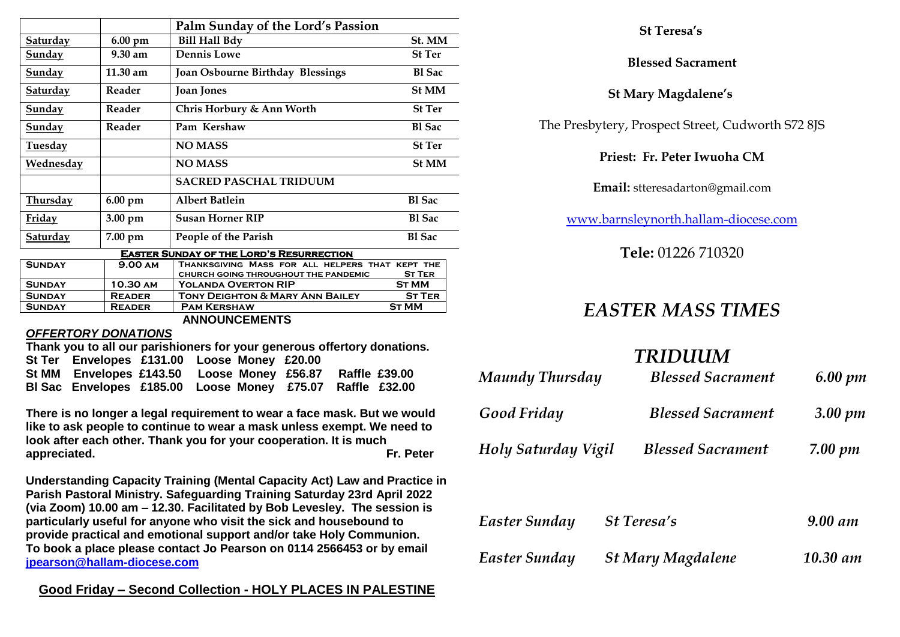| | | Palm Sunday of the Lord's Passion | |
|---|---|---|---|
| Saturday | 6.00 pm | Bill Hall Bdy | St. MM |
| Sunday | 9.30 am | Dennis Lowe | St Ter |
| Sunday | 11.30 am | Joan Osbourne Birthday Blessings | Bl Sac |
| Saturday | Reader | Joan Jones | St MM |
| Sunday | Reader | Chris Horbury & Ann Worth | St Ter |
| Sunday | Reader | Pam Kershaw | Bl Sac |
| Tuesday | | NO MASS | St Ter |
| Wednesday | | NO MASS | St MM |
| | | SACRED PASCHAL TRIDUUM | |
| Thursday | 6.00 pm | Albert Batlein | Bl Sac |
| Friday | 3.00 pm | Susan Horner RIP | Bl Sac |
| Saturday | 7.00 pm | People of the Parish | Bl Sac |
| | | **EASTER SUNDAY OF THE LORD'S RESURRECTION** | |
| SUNDAY | 9.00 AM | THANKSGIVING MASS FOR ALL HELPERS THAT KEPT THE CHURCH GOING THROUGHOUT THE PANDEMIC | ST TER |
| SUNDAY | 10.30 AM | YOLANDA OVERTON RIP | ST MM |
| SUNDAY | READER | TONY DEIGHTON & MARY ANN BAILEY | ST TER |
| SUNDAY | READER | PAM KERSHAW | ST MM |

## ANNOUNCEMENTS

***OFFERTORY DONATIONS***

**Thank you to all our parishioners for your generous offertory donations.**

**St Ter Envelopes £131.00 Loose Money £20.00**
**St MM Envelopes £143.50 Loose Money £56.87 Raffle £39.00**
**Bl Sac Envelopes £185.00 Loose Money £75.07 Raffle £32.00**

**There is no longer a legal requirement to wear a face mask. But we would like to ask people to continue to wear a mask unless exempt. We need to look after each other. Thank you for your cooperation. It is much appreciated. Fr. Peter**

**Understanding Capacity Training (Mental Capacity Act) Law and Practice in Parish Pastoral Ministry. Safeguarding Training Saturday 23rd April 2022 (via Zoom) 10.00 am – 12.30. Facilitated by Bob Levesley. The session is particularly useful for anyone who visit the sick and housebound to provide practical and emotional support and/or take Holy Communion. To book a place please contact Jo Pearson on 0114 2566453 or by email [jpearson@hallam-diocese.com](mailto:jpearson@hallam-diocese.com)**

**Good Friday – Second Collection - HOLY PLACES IN PALESTINE**

**St Teresa's**

**Blessed Sacrament**

**St Mary Magdalene's**

The Presbytery, Prospect Street, Cudworth S72 8JS

**Priest: Fr. Peter Iwuoha CM**

**Email:** stteresadarton@gmail.com

[www.barnsleynorth.hallam-diocese.com](http://www.barnsleynorth.hallam-diocese.com)

**Tele:** 01226 710320

# *EASTER MASS TIMES*

## *TRIDUUM*

| | | |
|---|---|---|
| *Maundy Thursday* | *Blessed Sacrament* | *6.00 pm* |
| *Good Friday* | *Blessed Sacrament* | *3.00 pm* |
| *Holy Saturday Vigil* | *Blessed Sacrament* | *7.00 pm* |
| *Easter Sunday* | *St Teresa's* | *9.00 am* |
| *Easter Sunday* | *St Mary Magdalene* | *10.30 am* |